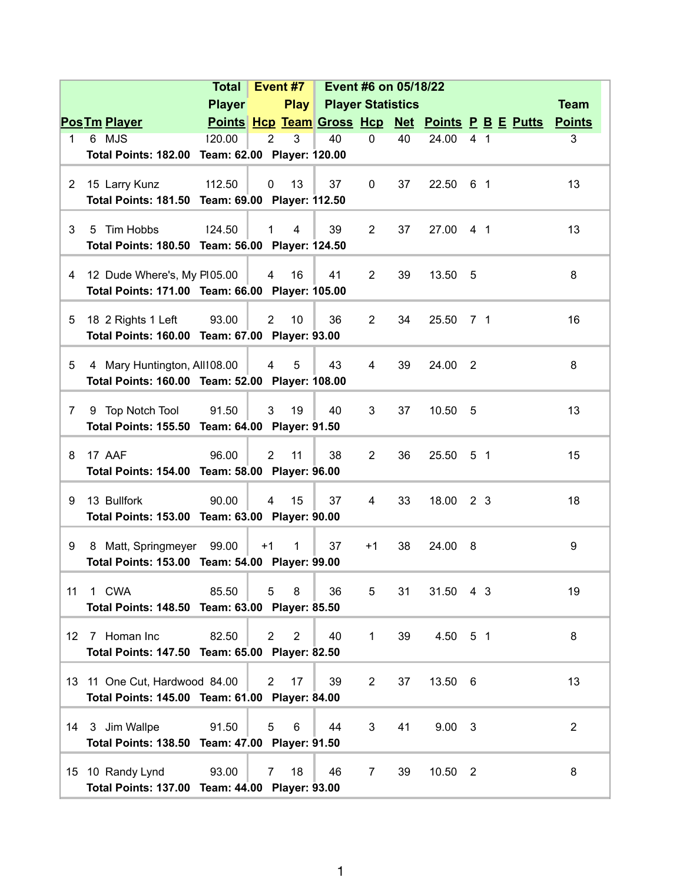| Pos | Tm | Player | Total Player Points | Event #7 Hcp | Event #7 Play Team | Event #6 on 05/18/22 Player Statistics Gross | Hcp | Net | Points | P | B | E | Putts | Team Points |
|---|---|---|---|---|---|---|---|---|---|---|---|---|---|---|
| 1 | 6 | MJS | 120.00 | 2 | 3 | 40 | 0 | 40 | 24.00 | 4 | 1 | | | 3 |
| | | **Total Points: 182.00 Team: 62.00 Player: 120.00** | | | | | | | | | | | | |
| 2 | 15 | Larry Kunz | 112.50 | 0 | 13 | 37 | 0 | 37 | 22.50 | 6 | 1 | | | 13 |
| | | **Total Points: 181.50 Team: 69.00 Player: 112.50** | | | | | | | | | | | | |
| 3 | 5 | Tim Hobbs | 124.50 | 1 | 4 | 39 | 2 | 37 | 27.00 | 4 | 1 | | | 13 |
| | | **Total Points: 180.50 Team: 56.00 Player: 124.50** | | | | | | | | | | | | |
| 4 | 12 | Dude Where's, My Pl | 105.00 | 4 | 16 | 41 | 2 | 39 | 13.50 | 5 | | | | 8 |
| | | **Total Points: 171.00 Team: 66.00 Player: 105.00** | | | | | | | | | | | | |
| 5 | 18 | 2 Rights 1 Left | 93.00 | 2 | 10 | 36 | 2 | 34 | 25.50 | 7 | 1 | | | 16 |
| | | **Total Points: 160.00 Team: 67.00 Player: 93.00** | | | | | | | | | | | | |
| 5 | 4 | Mary Huntington, All | 108.00 | 4 | 5 | 43 | 4 | 39 | 24.00 | 2 | | | | 8 |
| | | **Total Points: 160.00 Team: 52.00 Player: 108.00** | | | | | | | | | | | | |
| 7 | 9 | Top Notch Tool | 91.50 | 3 | 19 | 40 | 3 | 37 | 10.50 | 5 | | | | 13 |
| | | **Total Points: 155.50 Team: 64.00 Player: 91.50** | | | | | | | | | | | | |
| 8 | 17 | AAF | 96.00 | 2 | 11 | 38 | 2 | 36 | 25.50 | 5 | 1 | | | 15 |
| | | **Total Points: 154.00 Team: 58.00 Player: 96.00** | | | | | | | | | | | | |
| 9 | 13 | Bullfork | 90.00 | 4 | 15 | 37 | 4 | 33 | 18.00 | 2 | 3 | | | 18 |
| | | **Total Points: 153.00 Team: 63.00 Player: 90.00** | | | | | | | | | | | | |
| 9 | 8 | Matt, Springmeyer | 99.00 | +1 | 1 | 37 | +1 | 38 | 24.00 | 8 | | | | 9 |
| | | **Total Points: 153.00 Team: 54.00 Player: 99.00** | | | | | | | | | | | | |
| 11 | 1 | CWA | 85.50 | 5 | 8 | 36 | 5 | 31 | 31.50 | 4 | 3 | | | 19 |
| | | **Total Points: 148.50 Team: 63.00 Player: 85.50** | | | | | | | | | | | | |
| 12 | 7 | Homan Inc | 82.50 | 2 | 2 | 40 | 1 | 39 | 4.50 | 5 | 1 | | | 8 |
| | | **Total Points: 147.50 Team: 65.00 Player: 82.50** | | | | | | | | | | | | |
| 13 | 11 | One Cut, Hardwood | 84.00 | 2 | 17 | 39 | 2 | 37 | 13.50 | 6 | | | | 13 |
| | | **Total Points: 145.00 Team: 61.00 Player: 84.00** | | | | | | | | | | | | |
| 14 | 3 | Jim Wallpe | 91.50 | 5 | 6 | 44 | 3 | 41 | 9.00 | 3 | | | | 2 |
| | | **Total Points: 138.50 Team: 47.00 Player: 91.50** | | | | | | | | | | | | |
| 15 | 10 | Randy Lynd | 93.00 | 7 | 18 | 46 | 7 | 39 | 10.50 | 2 | | | | 8 |
| | | **Total Points: 137.00 Team: 44.00 Player: 93.00** | | | | | | | | | | | | |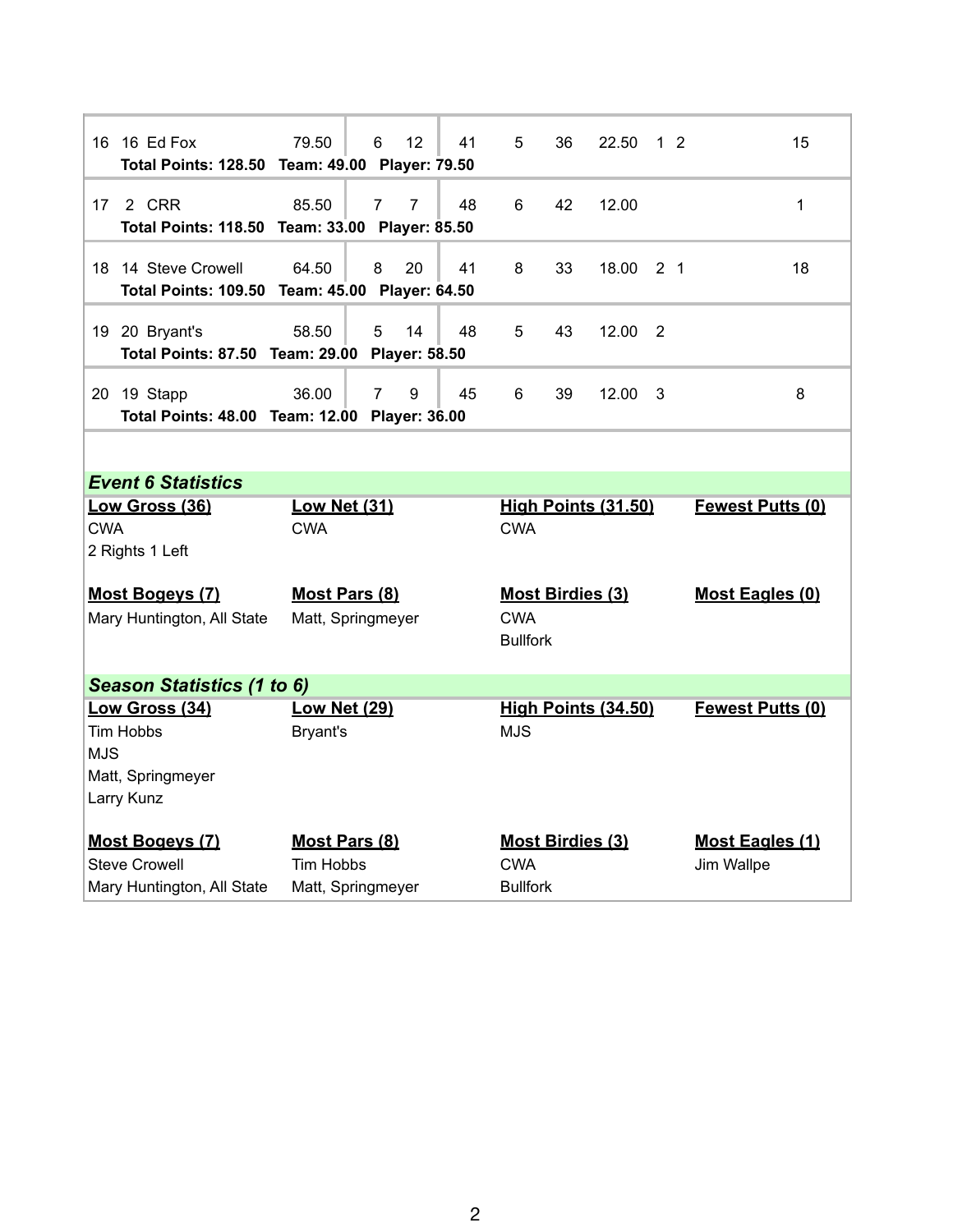| | | | | | | | | | | | | |
|---|---|---|---|---|---|---|---|---|---|---|---|---|
| 16 | 16 | Ed Fox | 79.50 | 6 | 12 | 41 | 5 | 36 | 22.50 | 1 | 2 | 15 |
| | | **Total Points: 128.50 Team: 49.00 Player: 79.50** | | | | | | | | | | |
| 17 | 2 | CRR | 85.50 | 7 | 7 | 48 | 6 | 42 | 12.00 | | | 1 |
| | | **Total Points: 118.50 Team: 33.00 Player: 85.50** | | | | | | | | | | |
| 18 | 14 | Steve Crowell | 64.50 | 8 | 20 | 41 | 8 | 33 | 18.00 | 2 | 1 | 18 |
| | | **Total Points: 109.50 Team: 45.00 Player: 64.50** | | | | | | | | | | |
| 19 | 20 | Bryant's | 58.50 | 5 | 14 | 48 | 5 | 43 | 12.00 | 2 | | |
| | | **Total Points: 87.50 Team: 29.00 Player: 58.50** | | | | | | | | | | |
| 20 | 19 | Stapp | 36.00 | 7 | 9 | 45 | 6 | 39 | 12.00 | 3 | | 8 |
| | | **Total Points: 48.00 Team: 12.00 Player: 36.00** | | | | | | | | | | |

## *Event 6 Statistics*

| **Low Gross (36)** | **Low Net (31)** | **High Points (31.50)** | **Fewest Putts (0)** |
|---|---|---|---|
| CWA<br>2 Rights 1 Left | CWA | CWA | |

| **Most Bogeys (7)** | **Most Pars (8)** | **Most Birdies (3)** | **Most Eagles (0)** |
|---|---|---|---|
| Mary Huntington, All State | Matt, Springmeyer | CWA<br>Bullfork | |

## *Season Statistics (1 to 6)*

| **Low Gross (34)** | **Low Net (29)** | **High Points (34.50)** | **Fewest Putts (0)** |
|---|---|---|---|
| Tim Hobbs<br>MJS<br>Matt, Springmeyer<br>Larry Kunz | Bryant's | MJS | |

| **Most Bogeys (7)** | **Most Pars (8)** | **Most Birdies (3)** | **Most Eagles (1)** |
|---|---|---|---|
| Steve Crowell<br>Mary Huntington, All State | Tim Hobbs<br>Matt, Springmeyer | CWA<br>Bullfork | Jim Wallpe |